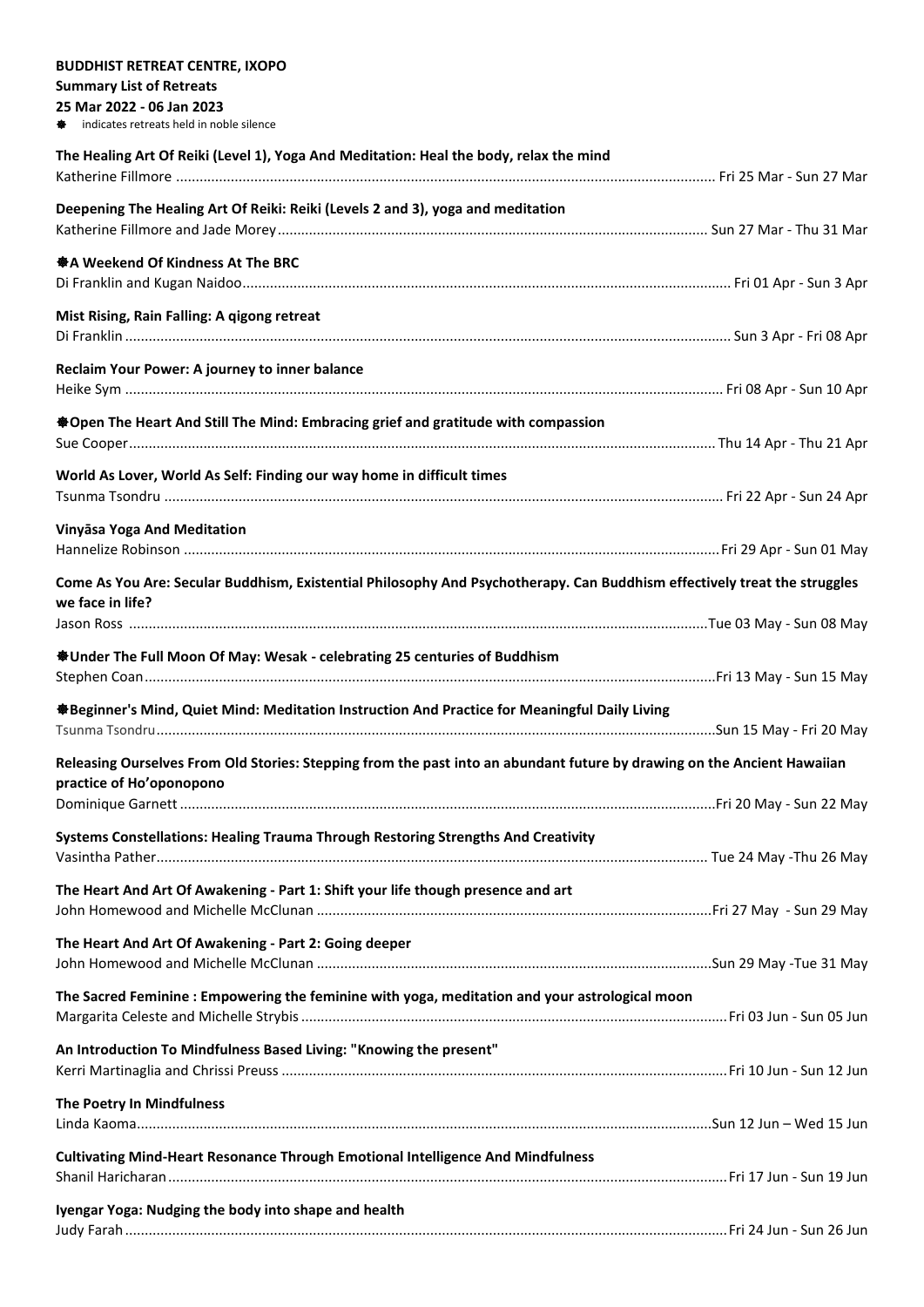**BUDDHIST RETREAT CENTRE, IXOPO**

**Summary List of Retreats**

**25 Mar 2022 - 06 Jan 2023**

❋ indicates retreats held in noble silence

**The Healing Art Of Reiki (Level 1), Yoga And Meditation: Heal the body, relax the mind**
Katherine Fillmore ........................................................ Fri 25 Mar - Sun 27 Mar

**Deepening The Healing Art Of Reiki: Reiki (Levels 2 and 3), yoga and meditation**
Katherine Fillmore and Jade Morey ........................................................ Sun 27 Mar - Thu 31 Mar

**❋A Weekend Of Kindness At The BRC**
Di Franklin and Kugan Naidoo ........................................................ Fri 01 Apr - Sun 3 Apr

**Mist Rising, Rain Falling: A qigong retreat**
Di Franklin ........................................................ Sun 3 Apr - Fri 08 Apr

**Reclaim Your Power: A journey to inner balance**
Heike Sym ........................................................ Fri 08 Apr - Sun 10 Apr

**❋Open The Heart And Still The Mind: Embracing grief and gratitude with compassion**
Sue Cooper ........................................................ Thu 14 Apr - Thu 21 Apr

**World As Lover, World As Self: Finding our way home in difficult times**
Tsunma Tsondru ........................................................ Fri 22 Apr - Sun 24 Apr

**Vinyāsa Yoga And Meditation**
Hannelize Robinson ........................................................ Fri 29 Apr - Sun 01 May

**Come As You Are: Secular Buddhism, Existential Philosophy And Psychotherapy. Can Buddhism effectively treat the struggles we face in life?**
Jason Ross ........................................................ Tue 03 May - Sun 08 May

**❋Under The Full Moon Of May: Wesak - celebrating 25 centuries of Buddhism**
Stephen Coan ........................................................ Fri 13 May - Sun 15 May

**❋Beginner's Mind, Quiet Mind: Meditation Instruction And Practice for Meaningful Daily Living**
Tsunma Tsondru ........................................................ Sun 15 May - Fri 20 May

**Releasing Ourselves From Old Stories: Stepping from the past into an abundant future by drawing on the Ancient Hawaiian practice of Ho'oponopono**
Dominique Garnett ........................................................ Fri 20 May - Sun 22 May

**Systems Constellations: Healing Trauma Through Restoring Strengths And Creativity**
Vasintha Pather ........................................................ Tue 24 May -Thu 26 May

**The Heart And Art Of Awakening - Part 1: Shift your life though presence and art**
John Homewood and Michelle McClunan ........................................................ Fri 27 May - Sun 29 May

**The Heart And Art Of Awakening - Part 2: Going deeper**
John Homewood and Michelle McClunan ........................................................ Sun 29 May -Tue 31 May

**The Sacred Feminine : Empowering the feminine with yoga, meditation and your astrological moon**
Margarita Celeste and Michelle Strybis ........................................................ Fri 03 Jun - Sun 05 Jun

**An Introduction To Mindfulness Based Living: "Knowing the present"**
Kerri Martinaglia and Chrissi Preuss ........................................................ Fri 10 Jun - Sun 12 Jun

**The Poetry In Mindfulness**
Linda Kaoma ........................................................ Sun 12 Jun – Wed 15 Jun

**Cultivating Mind-Heart Resonance Through Emotional Intelligence And Mindfulness**
Shanil Haricharan ........................................................ Fri 17 Jun - Sun 19 Jun

**Iyengar Yoga: Nudging the body into shape and health**
Judy Farah ........................................................ Fri 24 Jun - Sun 26 Jun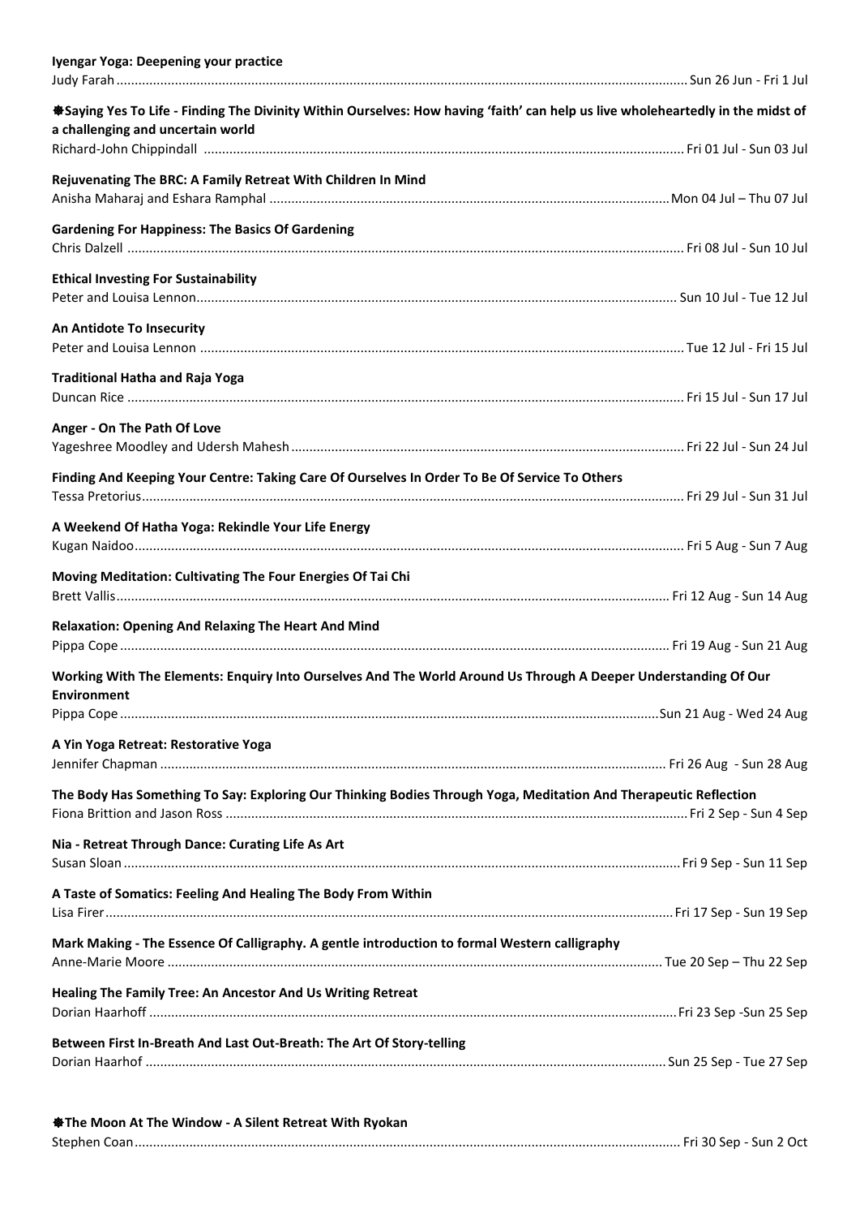**Iyengar Yoga: Deepening your practice**
Judy Farah....................................................................................................................................................... Sun 26 Jun - Fri 1 Jul

**❋Saying Yes To Life - Finding The Divinity Within Ourselves: How having 'faith' can help us live wholeheartedly in the midst of a challenging and uncertain world**
Richard-John Chippindall ................................................................................................................................ Fri 01 Jul - Sun 03 Jul

**Rejuvenating The BRC: A Family Retreat With Children In Mind**
Anisha Maharaj and Eshara Ramphal ............................................................................................................ Mon 04 Jul – Thu 07 Jul

**Gardening For Happiness: The Basics Of Gardening**
Chris Dalzell ..................................................................................................................................................... Fri 08 Jul - Sun 10 Jul

**Ethical Investing For Sustainability**
Peter and Louisa Lennon.................................................................................................................................. Sun 10 Jul - Tue 12 Jul

**An Antidote To Insecurity**
Peter and Louisa Lennon .................................................................................................................................. Tue 12 Jul - Fri 15 Jul

**Traditional Hatha and Raja Yoga**
Duncan Rice ..................................................................................................................................................... Fri 15 Jul - Sun 17 Jul

**Anger - On The Path Of Love**
Yageshree Moodley and Udersh Mahesh.......................................................................................................... Fri 22 Jul - Sun 24 Jul

**Finding And Keeping Your Centre: Taking Care Of Ourselves In Order To Be Of Service To Others**
Tessa Pretorius.................................................................................................................................................. Fri 29 Jul - Sun 31 Jul

**A Weekend Of Hatha Yoga: Rekindle Your Life Energy**
Kugan Naidoo.................................................................................................................................................... Fri 5 Aug - Sun 7 Aug

**Moving Meditation: Cultivating The Four Energies Of Tai Chi**
Brett Vallis...................................................................................................................................................... Fri 12 Aug - Sun 14 Aug

**Relaxation: Opening And Relaxing The Heart And Mind**
Pippa Cope ...................................................................................................................................................... Fri 19 Aug - Sun 21 Aug

**Working With The Elements: Enquiry Into Ourselves And The World Around Us Through A Deeper Understanding Of Our Environment**
Pippa Cope .....................................................................................................................................................Sun 21 Aug - Wed 24 Aug

**A Yin Yoga Retreat: Restorative Yoga**
Jennifer Chapman ........................................................................................................................................... Fri 26 Aug - Sun 28 Aug

**The Body Has Something To Say: Exploring Our Thinking Bodies Through Yoga, Meditation And Therapeutic Reflection**
Fiona Brittion and Jason Ross ............................................................................................................................ Fri 2 Sep - Sun 4 Sep

**Nia - Retreat Through Dance: Curating Life As Art**
Susan Sloan ....................................................................................................................................................... Fri 9 Sep - Sun 11 Sep

**A Taste of Somatics: Feeling And Healing The Body From Within**
Lisa Firer..........................................................................................................................................................Fri 17 Sep - Sun 19 Sep

**Mark Making - The Essence Of Calligraphy. A gentle introduction to formal Western calligraphy**
Anne-Marie Moore ........................................................................................................................................ Tue 20 Sep – Thu 22 Sep

**Healing The Family Tree: An Ancestor And Us Writing Retreat**
Dorian Haarhoff ................................................................................................................................................Fri 23 Sep -Sun 25 Sep

**Between First In-Breath And Last Out-Breath: The Art Of Story-telling**
Dorian Haarhof .............................................................................................................................................. Sun 25 Sep - Tue 27 Sep

**❋The Moon At The Window - A Silent Retreat With Ryokan**
Stephen Coan.................................................................................................................................................... Fri 30 Sep - Sun 2 Oct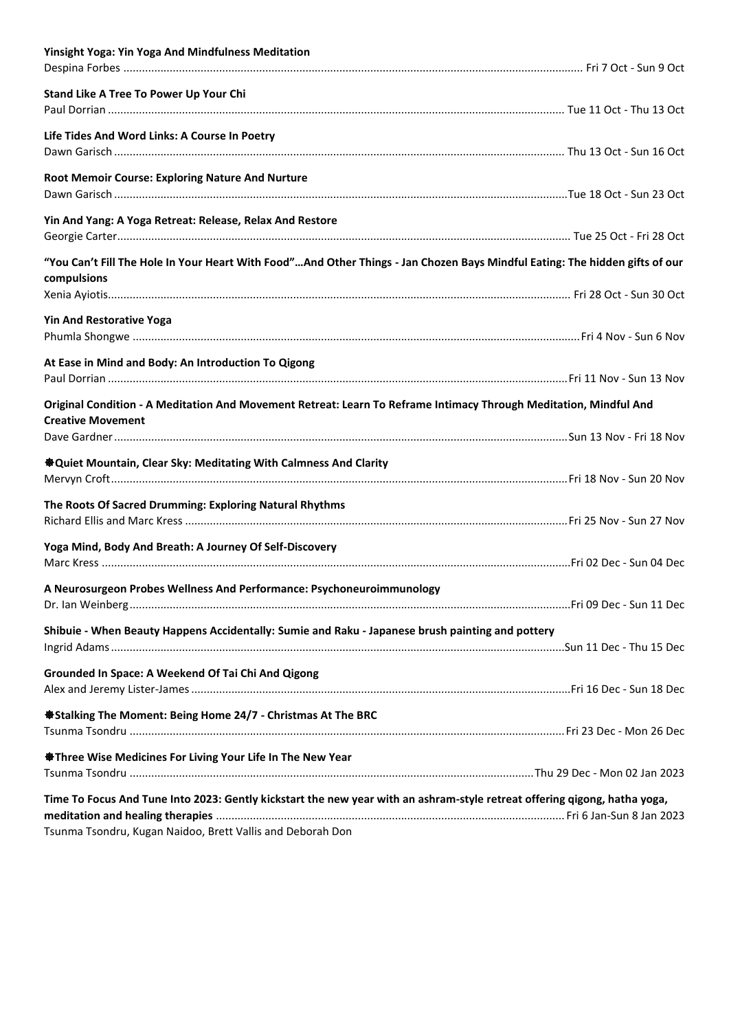**Yinsight Yoga: Yin Yoga And Mindfulness Meditation**
Despina Forbes ........ Fri 7 Oct - Sun 9 Oct

**Stand Like A Tree To Power Up Your Chi**
Paul Dorrian ........ Tue 11 Oct - Thu 13 Oct

**Life Tides And Word Links: A Course In Poetry**
Dawn Garisch ........ Thu 13 Oct - Sun 16 Oct

**Root Memoir Course: Exploring Nature And Nurture**
Dawn Garisch ........ Tue 18 Oct - Sun 23 Oct

**Yin And Yang: A Yoga Retreat: Release, Relax And Restore**
Georgie Carter........ Tue 25 Oct - Fri 28 Oct

**"You Can't Fill The Hole In Your Heart With Food"…And Other Things - Jan Chozen Bays Mindful Eating: The hidden gifts of our compulsions**
Xenia Ayiotis........ Fri 28 Oct - Sun 30 Oct

**Yin And Restorative Yoga**
Phumla Shongwe ........ Fri 4 Nov - Sun 6 Nov

**At Ease in Mind and Body: An Introduction To Qigong**
Paul Dorrian ........ Fri 11 Nov - Sun 13 Nov

**Original Condition - A Meditation And Movement Retreat: Learn To Reframe Intimacy Through Meditation, Mindful And Creative Movement**
Dave Gardner........ Sun 13 Nov - Fri 18 Nov

**❋Quiet Mountain, Clear Sky: Meditating With Calmness And Clarity**
Mervyn Croft........ Fri 18 Nov - Sun 20 Nov

**The Roots Of Sacred Drumming: Exploring Natural Rhythms**
Richard Ellis and Marc Kress ........ Fri 25 Nov - Sun 27 Nov

**Yoga Mind, Body And Breath: A Journey Of Self-Discovery**
Marc Kress ........ Fri 02 Dec - Sun 04 Dec

**A Neurosurgeon Probes Wellness And Performance: Psychoneuroimmunology**
Dr. Ian Weinberg........ Fri 09 Dec - Sun 11 Dec

**Shibuie - When Beauty Happens Accidentally: Sumie and Raku - Japanese brush painting and pottery**
Ingrid Adams........ Sun 11 Dec - Thu 15 Dec

**Grounded In Space: A Weekend Of Tai Chi And Qigong**
Alex and Jeremy Lister-James ........ Fri 16 Dec - Sun 18 Dec

**❋Stalking The Moment: Being Home 24/7 - Christmas At The BRC**
Tsunma Tsondru ........ Fri 23 Dec - Mon 26 Dec

**❋Three Wise Medicines For Living Your Life In The New Year**
Tsunma Tsondru ........ Thu 29 Dec - Mon 02 Jan 2023

**Time To Focus And Tune Into 2023: Gently kickstart the new year with an ashram-style retreat offering qigong, hatha yoga, meditation and healing therapies** ........ Fri 6 Jan-Sun 8 Jan 2023
Tsunma Tsondru, Kugan Naidoo, Brett Vallis and Deborah Don